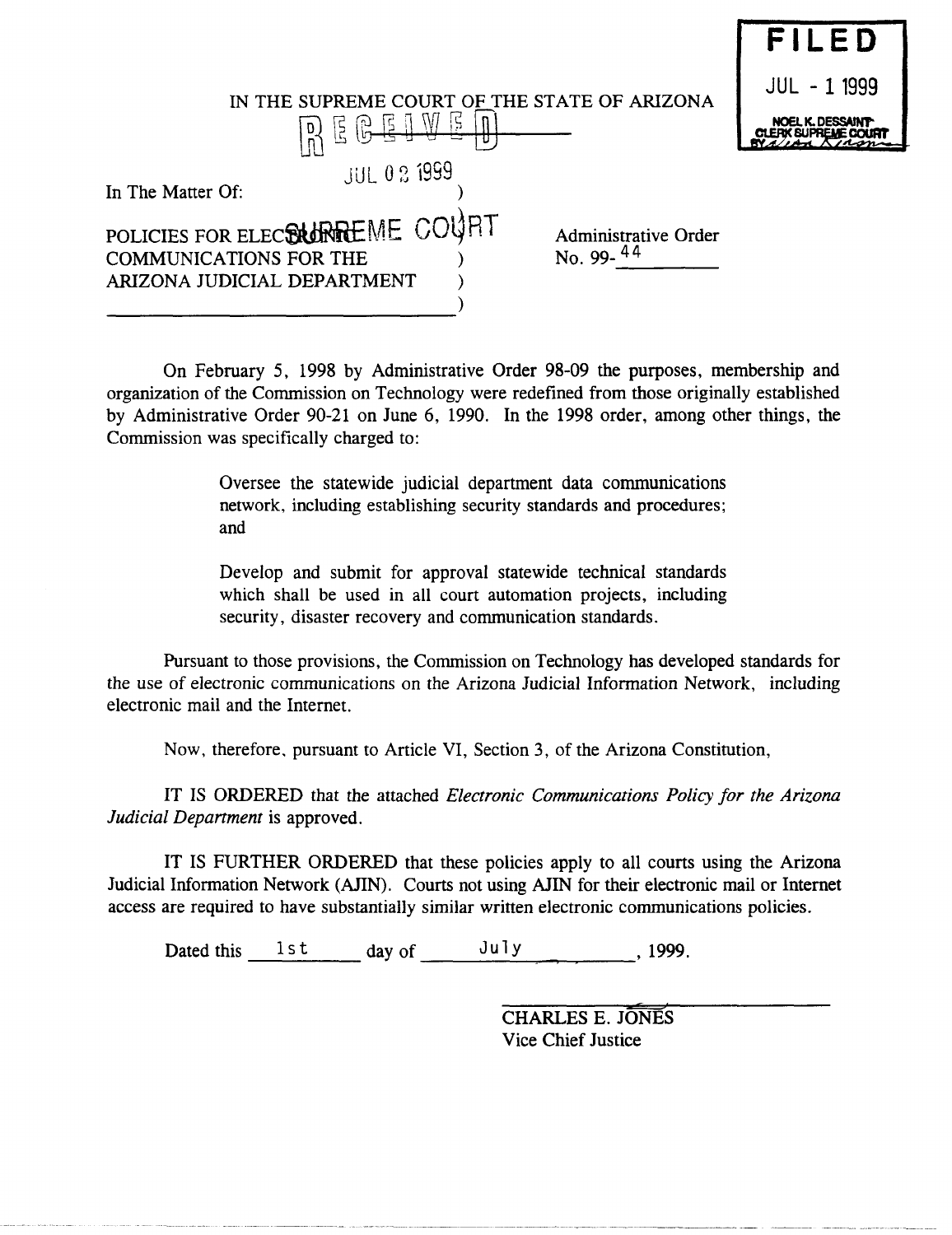FILED
JUL - 1 1999
NOEL K. DESSAINT
CLERK SUPREME COURT

IN THE SUPREME COURT OF THE STATE OF ARIZONA

RECEIVED
JUL 02 1999
SUPREME COURT

In The Matter Of:

POLICIES FOR ELECTRONIC COMMUNICATIONS FOR THE ARIZONA JUDICIAL DEPARTMENT

Administrative Order No. 99-44

On February 5, 1998 by Administrative Order 98-09 the purposes, membership and organization of the Commission on Technology were redefined from those originally established by Administrative Order 90-21 on June 6, 1990. In the 1998 order, among other things, the Commission was specifically charged to:

> Oversee the statewide judicial department data communications network, including establishing security standards and procedures; and
>
> Develop and submit for approval statewide technical standards which shall be used in all court automation projects, including security, disaster recovery and communication standards.

Pursuant to those provisions, the Commission on Technology has developed standards for the use of electronic communications on the Arizona Judicial Information Network, including electronic mail and the Internet.

Now, therefore, pursuant to Article VI, Section 3, of the Arizona Constitution,

IT IS ORDERED that the attached *Electronic Communications Policy for the Arizona Judicial Department* is approved.

IT IS FURTHER ORDERED that these policies apply to all courts using the Arizona Judicial Information Network (AJIN). Courts not using AJIN for their electronic mail or Internet access are required to have substantially similar written electronic communications policies.

Dated this 1st day of July, 1999.

CHARLES E. JONES
Vice Chief Justice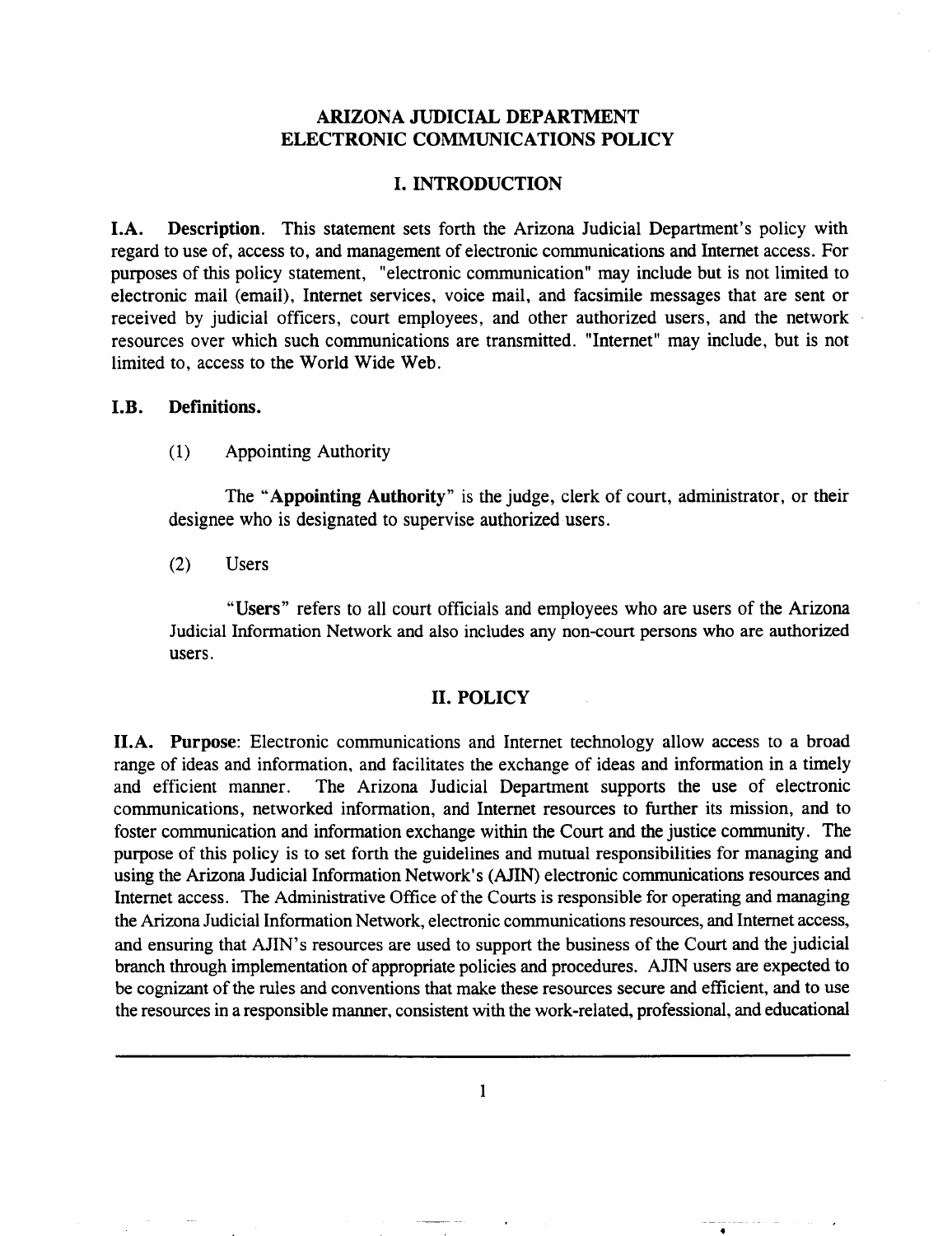# ARIZONA JUDICIAL DEPARTMENT
# ELECTRONIC COMMUNICATIONS POLICY

## I. INTRODUCTION

**I.A. Description.** This statement sets forth the Arizona Judicial Department's policy with regard to use of, access to, and management of electronic communications and Internet access. For purposes of this policy statement, "electronic communication" may include but is not limited to electronic mail (email), Internet services, voice mail, and facsimile messages that are sent or received by judicial officers, court employees, and other authorized users, and the network resources over which such communications are transmitted. "Internet" may include, but is not limited to, access to the World Wide Web.

**I.B. Definitions.**

(1) Appointing Authority

The "**Appointing Authority**" is the judge, clerk of court, administrator, or their designee who is designated to supervise authorized users.

(2) Users

"**Users**" refers to all court officials and employees who are users of the Arizona Judicial Information Network and also includes any non-court persons who are authorized users.

## II. POLICY

**II.A. Purpose**: Electronic communications and Internet technology allow access to a broad range of ideas and information, and facilitates the exchange of ideas and information in a timely and efficient manner. The Arizona Judicial Department supports the use of electronic communications, networked information, and Internet resources to further its mission, and to foster communication and information exchange within the Court and the justice community. The purpose of this policy is to set forth the guidelines and mutual responsibilities for managing and using the Arizona Judicial Information Network's (AJIN) electronic communications resources and Internet access. The Administrative Office of the Courts is responsible for operating and managing the Arizona Judicial Information Network, electronic communications resources, and Internet access, and ensuring that AJIN's resources are used to support the business of the Court and the judicial branch through implementation of appropriate policies and procedures. AJIN users are expected to be cognizant of the rules and conventions that make these resources secure and efficient, and to use the resources in a responsible manner, consistent with the work-related, professional, and educational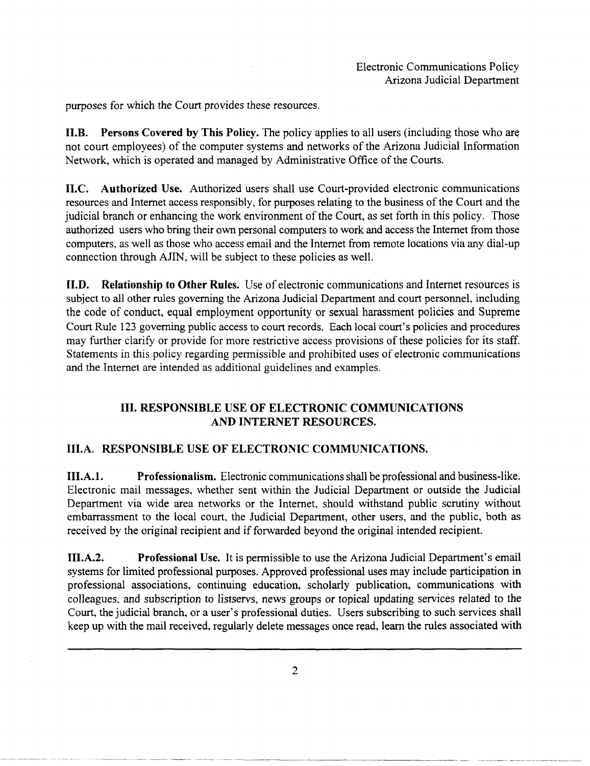purposes for which the Court provides these resources.

**II.B. Persons Covered by This Policy.** The policy applies to all users (including those who are not court employees) of the computer systems and networks of the Arizona Judicial Information Network, which is operated and managed by Administrative Office of the Courts.

**II.C. Authorized Use.** Authorized users shall use Court-provided electronic communications resources and Internet access responsibly, for purposes relating to the business of the Court and the judicial branch or enhancing the work environment of the Court, as set forth in this policy. Those authorized users who bring their own personal computers to work and access the Internet from those computers, as well as those who access email and the Internet from remote locations via any dial-up connection through AJIN, will be subject to these policies as well.

**II.D. Relationship to Other Rules.** Use of electronic communications and Internet resources is subject to all other rules governing the Arizona Judicial Department and court personnel, including the code of conduct, equal employment opportunity or sexual harassment policies and Supreme Court Rule 123 governing public access to court records. Each local court's policies and procedures may further clarify or provide for more restrictive access provisions of these policies for its staff. Statements in this policy regarding permissible and prohibited uses of electronic communications and the Internet are intended as additional guidelines and examples.

## III. RESPONSIBLE USE OF ELECTRONIC COMMUNICATIONS AND INTERNET RESOURCES.

### III.A. RESPONSIBLE USE OF ELECTRONIC COMMUNICATIONS.

**III.A.1. Professionalism.** Electronic communications shall be professional and business-like. Electronic mail messages, whether sent within the Judicial Department or outside the Judicial Department via wide area networks or the Internet, should withstand public scrutiny without embarrassment to the local court, the Judicial Department, other users, and the public, both as received by the original recipient and if forwarded beyond the original intended recipient.

**III.A.2. Professional Use.** It is permissible to use the Arizona Judicial Department's email systems for limited professional purposes. Approved professional uses may include participation in professional associations, continuing education, scholarly publication, communications with colleagues, and subscription to listservs, news groups or topical updating services related to the Court, the judicial branch, or a user's professional duties. Users subscribing to such services shall keep up with the mail received, regularly delete messages once read, learn the rules associated with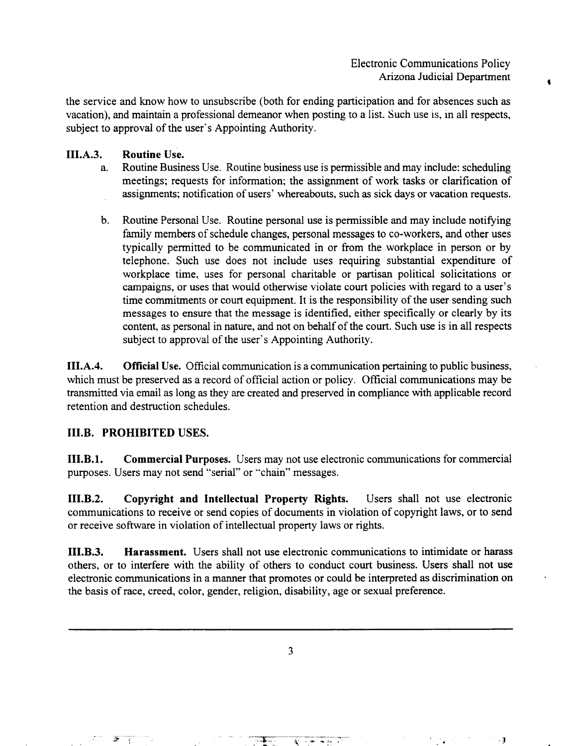the service and know how to unsubscribe (both for ending participation and for absences such as vacation), and maintain a professional demeanor when posting to a list. Such use is, in all respects, subject to approval of the user's Appointing Authority.

**III.A.3. Routine Use.**

a. Routine Business Use. Routine business use is permissible and may include: scheduling meetings; requests for information; the assignment of work tasks or clarification of assignments; notification of users' whereabouts, such as sick days or vacation requests.

b. Routine Personal Use. Routine personal use is permissible and may include notifying family members of schedule changes, personal messages to co-workers, and other uses typically permitted to be communicated in or from the workplace in person or by telephone. Such use does not include uses requiring substantial expenditure of workplace time, uses for personal charitable or partisan political solicitations or campaigns, or uses that would otherwise violate court policies with regard to a user's time commitments or court equipment. It is the responsibility of the user sending such messages to ensure that the message is identified, either specifically or clearly by its content, as personal in nature, and not on behalf of the court. Such use is in all respects subject to approval of the user's Appointing Authority.

**III.A.4. Official Use.** Official communication is a communication pertaining to public business, which must be preserved as a record of official action or policy. Official communications may be transmitted via email as long as they are created and preserved in compliance with applicable record retention and destruction schedules.

## III.B. PROHIBITED USES.

**III.B.1. Commercial Purposes.** Users may not use electronic communications for commercial purposes. Users may not send "serial" or "chain" messages.

**III.B.2. Copyright and Intellectual Property Rights.** Users shall not use electronic communications to receive or send copies of documents in violation of copyright laws, or to send or receive software in violation of intellectual property laws or rights.

**III.B.3. Harassment.** Users shall not use electronic communications to intimidate or harass others, or to interfere with the ability of others to conduct court business. Users shall not use electronic communications in a manner that promotes or could be interpreted as discrimination on the basis of race, creed, color, gender, religion, disability, age or sexual preference.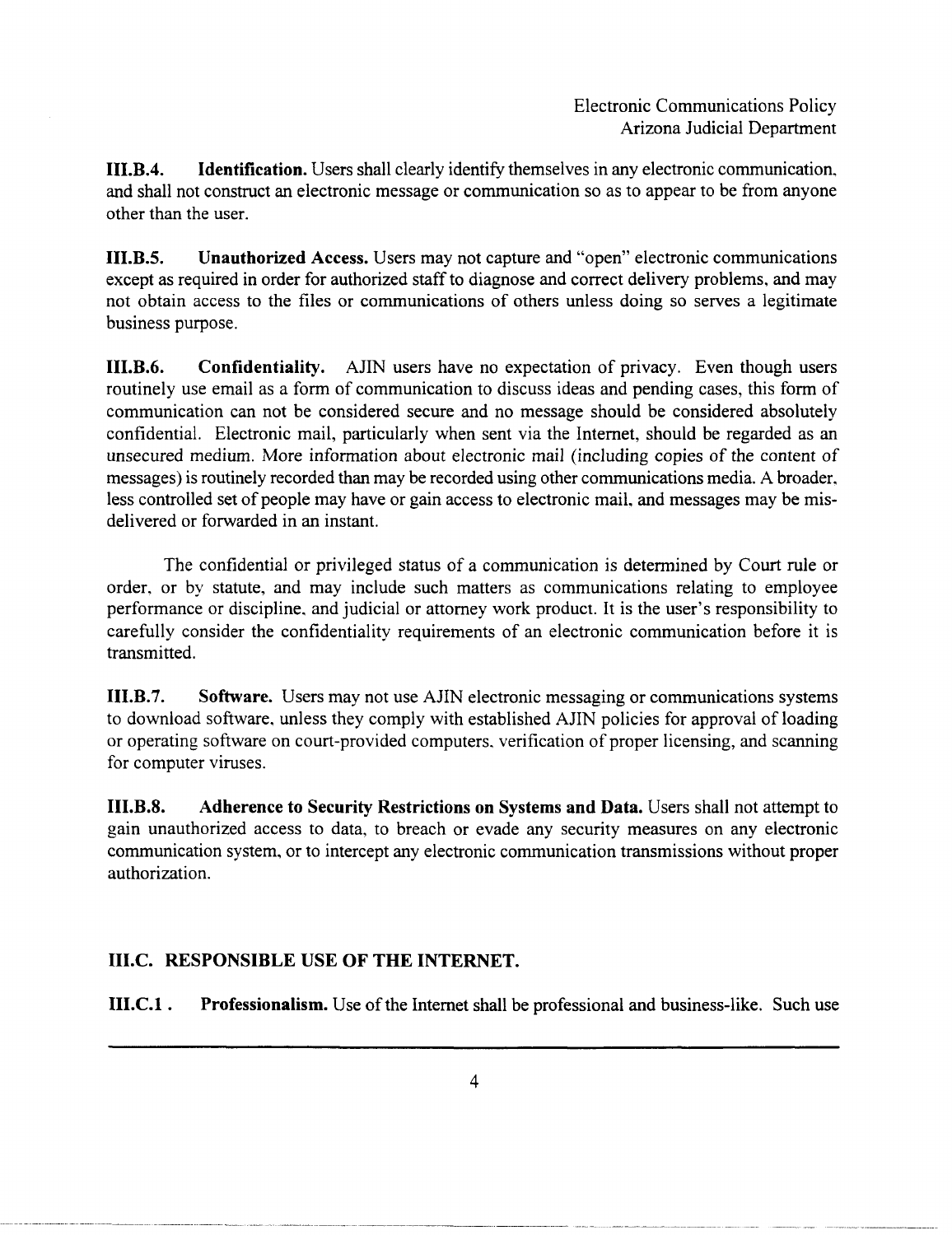**III.B.4. Identification.** Users shall clearly identify themselves in any electronic communication, and shall not construct an electronic message or communication so as to appear to be from anyone other than the user.

**III.B.5. Unauthorized Access.** Users may not capture and "open" electronic communications except as required in order for authorized staff to diagnose and correct delivery problems, and may not obtain access to the files or communications of others unless doing so serves a legitimate business purpose.

**III.B.6. Confidentiality.** AJIN users have no expectation of privacy. Even though users routinely use email as a form of communication to discuss ideas and pending cases, this form of communication can not be considered secure and no message should be considered absolutely confidential. Electronic mail, particularly when sent via the Internet, should be regarded as an unsecured medium. More information about electronic mail (including copies of the content of messages) is routinely recorded than may be recorded using other communications media. A broader, less controlled set of people may have or gain access to electronic mail, and messages may be mis-delivered or forwarded in an instant.

The confidential or privileged status of a communication is determined by Court rule or order, or by statute, and may include such matters as communications relating to employee performance or discipline, and judicial or attorney work product. It is the user's responsibility to carefully consider the confidentiality requirements of an electronic communication before it is transmitted.

**III.B.7. Software.** Users may not use AJIN electronic messaging or communications systems to download software, unless they comply with established AJIN policies for approval of loading or operating software on court-provided computers, verification of proper licensing, and scanning for computer viruses.

**III.B.8. Adherence to Security Restrictions on Systems and Data.** Users shall not attempt to gain unauthorized access to data, to breach or evade any security measures on any electronic communication system, or to intercept any electronic communication transmissions without proper authorization.

## III.C. RESPONSIBLE USE OF THE INTERNET.

**III.C.1. Professionalism.** Use of the Internet shall be professional and business-like. Such use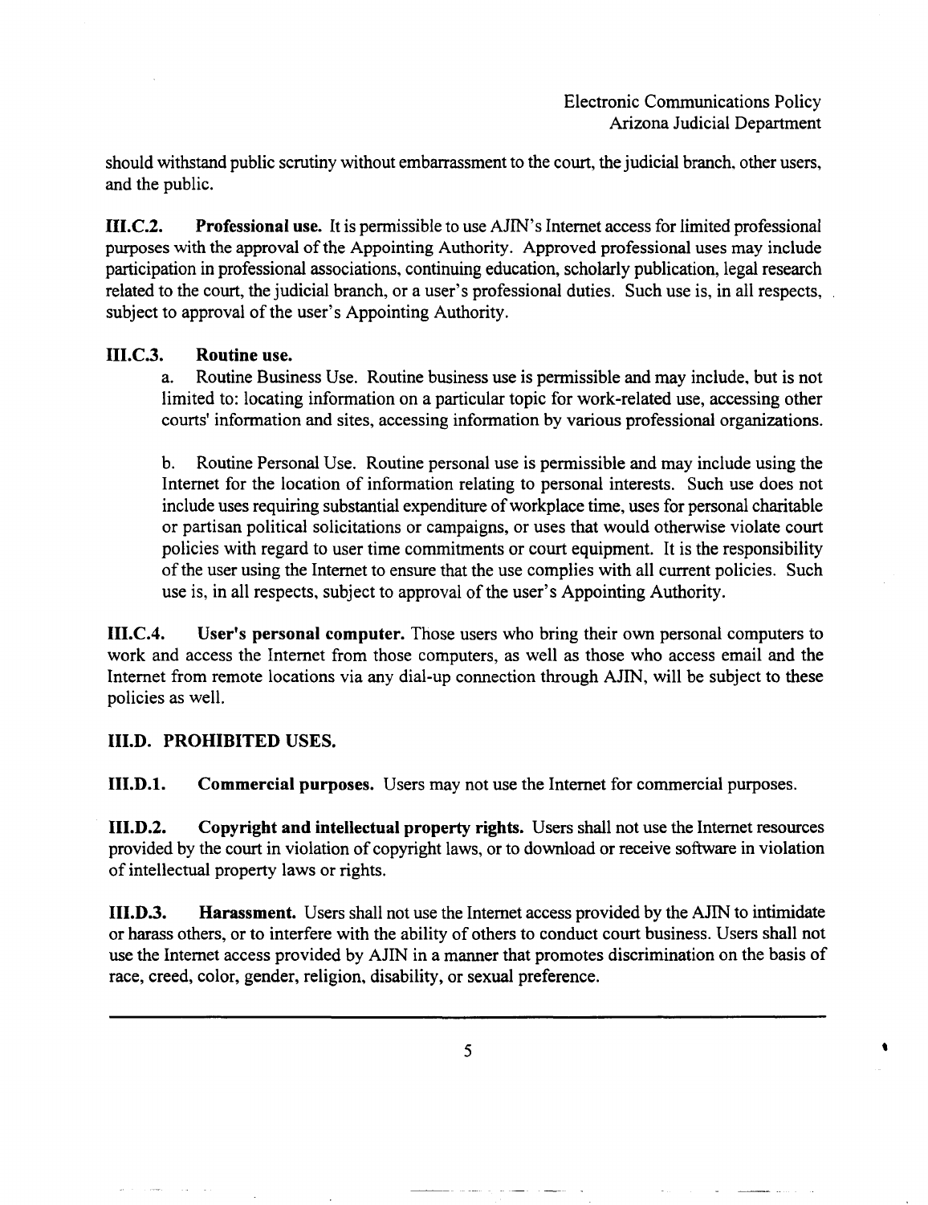should withstand public scrutiny without embarrassment to the court, the judicial branch, other users, and the public.

**III.C.2. Professional use.** It is permissible to use AJIN's Internet access for limited professional purposes with the approval of the Appointing Authority. Approved professional uses may include participation in professional associations, continuing education, scholarly publication, legal research related to the court, the judicial branch, or a user's professional duties. Such use is, in all respects, subject to approval of the user's Appointing Authority.

**III.C.3. Routine use.**

a. Routine Business Use. Routine business use is permissible and may include, but is not limited to: locating information on a particular topic for work-related use, accessing other courts' information and sites, accessing information by various professional organizations.

b. Routine Personal Use. Routine personal use is permissible and may include using the Internet for the location of information relating to personal interests. Such use does not include uses requiring substantial expenditure of workplace time, uses for personal charitable or partisan political solicitations or campaigns, or uses that would otherwise violate court policies with regard to user time commitments or court equipment. It is the responsibility of the user using the Internet to ensure that the use complies with all current policies. Such use is, in all respects, subject to approval of the user's Appointing Authority.

**III.C.4. User's personal computer.** Those users who bring their own personal computers to work and access the Internet from those computers, as well as those who access email and the Internet from remote locations via any dial-up connection through AJIN, will be subject to these policies as well.

## III.D. PROHIBITED USES.

**III.D.1. Commercial purposes.** Users may not use the Internet for commercial purposes.

**III.D.2. Copyright and intellectual property rights.** Users shall not use the Internet resources provided by the court in violation of copyright laws, or to download or receive software in violation of intellectual property laws or rights.

**III.D.3. Harassment.** Users shall not use the Internet access provided by the AJIN to intimidate or harass others, or to interfere with the ability of others to conduct court business. Users shall not use the Internet access provided by AJIN in a manner that promotes discrimination on the basis of race, creed, color, gender, religion, disability, or sexual preference.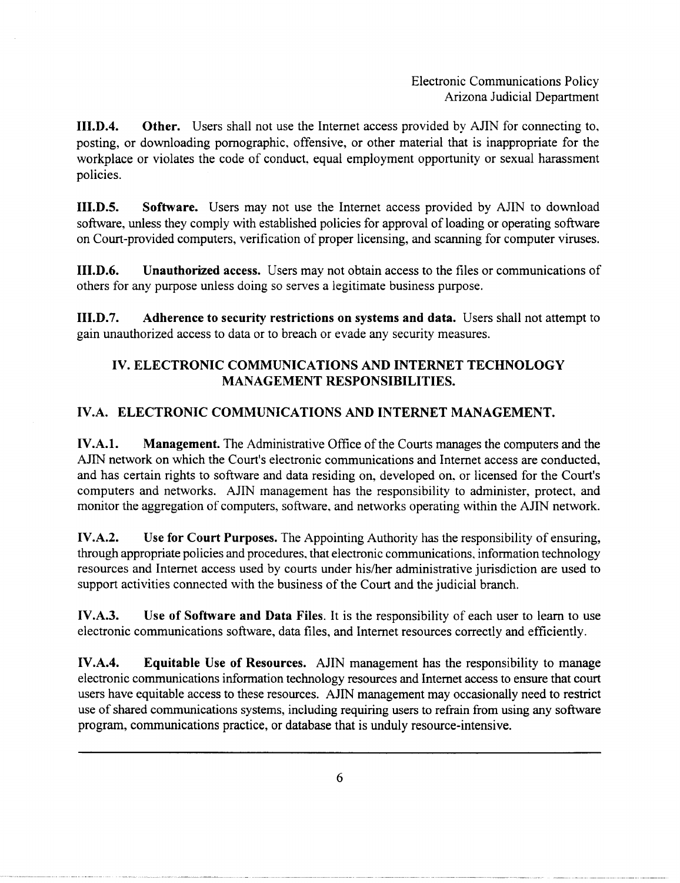**III.D.4. Other.** Users shall not use the Internet access provided by AJIN for connecting to, posting, or downloading pornographic, offensive, or other material that is inappropriate for the workplace or violates the code of conduct, equal employment opportunity or sexual harassment policies.

**III.D.5. Software.** Users may not use the Internet access provided by AJIN to download software, unless they comply with established policies for approval of loading or operating software on Court-provided computers, verification of proper licensing, and scanning for computer viruses.

**III.D.6. Unauthorized access.** Users may not obtain access to the files or communications of others for any purpose unless doing so serves a legitimate business purpose.

**III.D.7. Adherence to security restrictions on systems and data.** Users shall not attempt to gain unauthorized access to data or to breach or evade any security measures.

## IV. ELECTRONIC COMMUNICATIONS AND INTERNET TECHNOLOGY MANAGEMENT RESPONSIBILITIES.

### IV.A. ELECTRONIC COMMUNICATIONS AND INTERNET MANAGEMENT.

**IV.A.1. Management.** The Administrative Office of the Courts manages the computers and the AJIN network on which the Court's electronic communications and Internet access are conducted, and has certain rights to software and data residing on, developed on, or licensed for the Court's computers and networks. AJIN management has the responsibility to administer, protect, and monitor the aggregation of computers, software, and networks operating within the AJIN network.

**IV.A.2. Use for Court Purposes.** The Appointing Authority has the responsibility of ensuring, through appropriate policies and procedures, that electronic communications, information technology resources and Internet access used by courts under his/her administrative jurisdiction are used to support activities connected with the business of the Court and the judicial branch.

**IV.A.3. Use of Software and Data Files.** It is the responsibility of each user to learn to use electronic communications software, data files, and Internet resources correctly and efficiently.

**IV.A.4. Equitable Use of Resources.** AJIN management has the responsibility to manage electronic communications information technology resources and Internet access to ensure that court users have equitable access to these resources. AJIN management may occasionally need to restrict use of shared communications systems, including requiring users to refrain from using any software program, communications practice, or database that is unduly resource-intensive.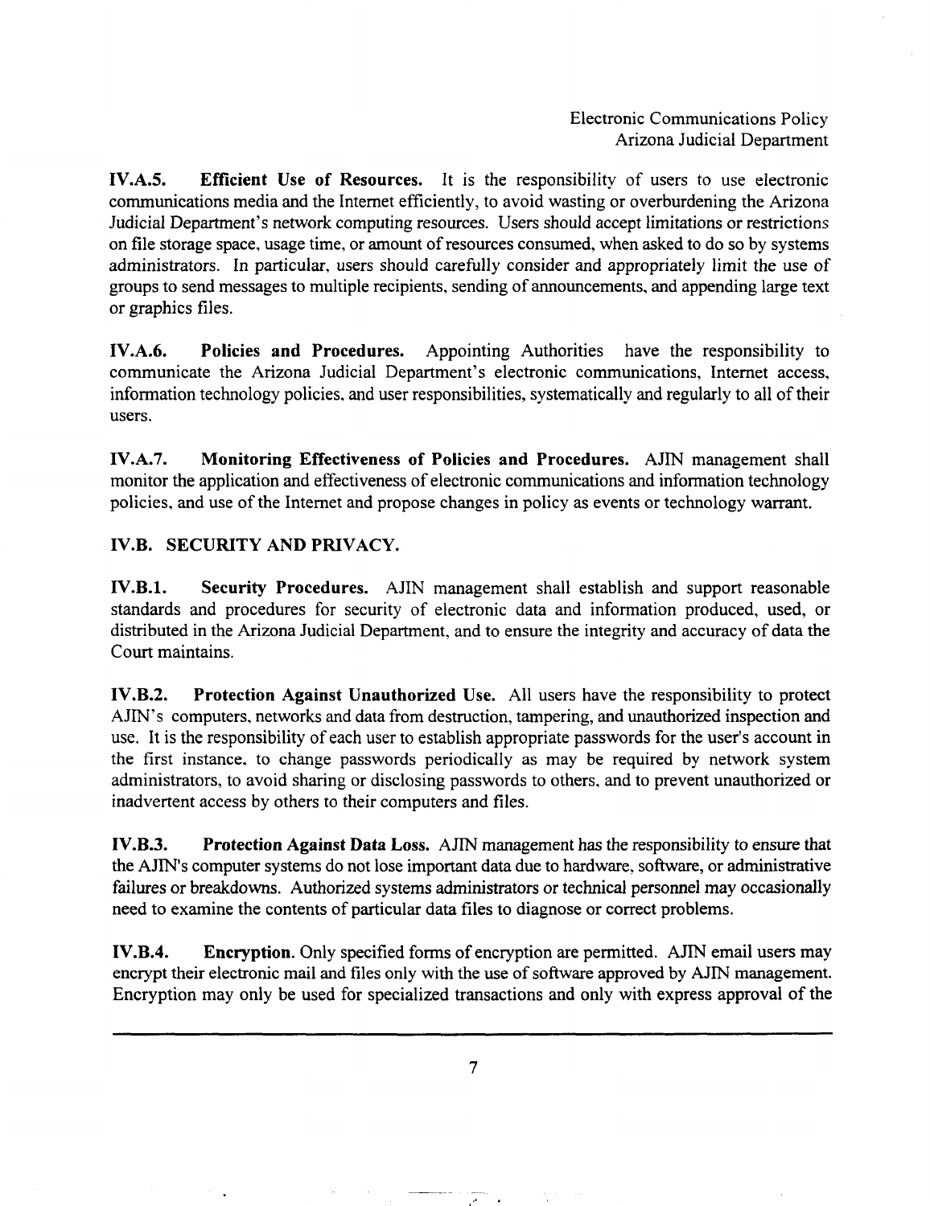**IV.A.5. Efficient Use of Resources.** It is the responsibility of users to use electronic communications media and the Internet efficiently, to avoid wasting or overburdening the Arizona Judicial Department's network computing resources. Users should accept limitations or restrictions on file storage space, usage time, or amount of resources consumed, when asked to do so by systems administrators. In particular, users should carefully consider and appropriately limit the use of groups to send messages to multiple recipients, sending of announcements, and appending large text or graphics files.

**IV.A.6. Policies and Procedures.** Appointing Authorities have the responsibility to communicate the Arizona Judicial Department's electronic communications, Internet access, information technology policies, and user responsibilities, systematically and regularly to all of their users.

**IV.A.7. Monitoring Effectiveness of Policies and Procedures.** AJIN management shall monitor the application and effectiveness of electronic communications and information technology policies, and use of the Internet and propose changes in policy as events or technology warrant.

## IV.B. SECURITY AND PRIVACY.

**IV.B.1. Security Procedures.** AJIN management shall establish and support reasonable standards and procedures for security of electronic data and information produced, used, or distributed in the Arizona Judicial Department, and to ensure the integrity and accuracy of data the Court maintains.

**IV.B.2. Protection Against Unauthorized Use.** All users have the responsibility to protect AJIN's computers, networks and data from destruction, tampering, and unauthorized inspection and use. It is the responsibility of each user to establish appropriate passwords for the user's account in the first instance, to change passwords periodically as may be required by network system administrators, to avoid sharing or disclosing passwords to others, and to prevent unauthorized or inadvertent access by others to their computers and files.

**IV.B.3. Protection Against Data Loss.** AJIN management has the responsibility to ensure that the AJIN's computer systems do not lose important data due to hardware, software, or administrative failures or breakdowns. Authorized systems administrators or technical personnel may occasionally need to examine the contents of particular data files to diagnose or correct problems.

**IV.B.4. Encryption.** Only specified forms of encryption are permitted. AJIN email users may encrypt their electronic mail and files only with the use of software approved by AJIN management. Encryption may only be used for specialized transactions and only with express approval of the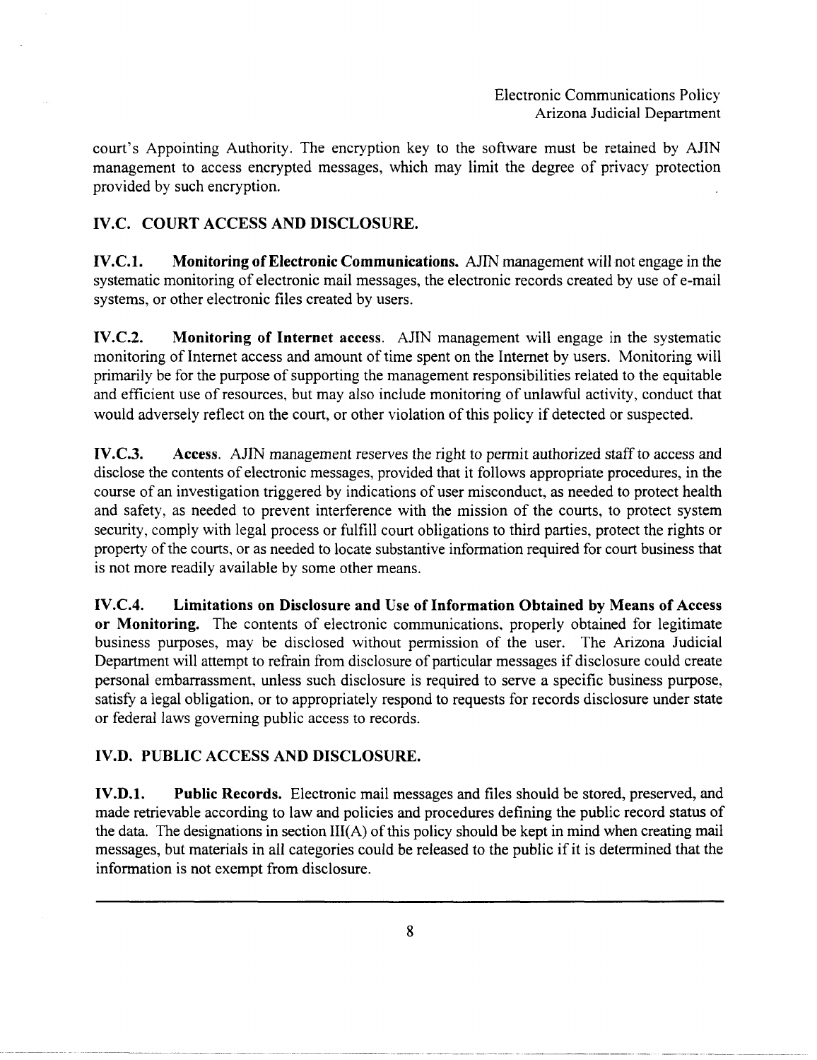court's Appointing Authority. The encryption key to the software must be retained by AJIN management to access encrypted messages, which may limit the degree of privacy protection provided by such encryption.

## IV.C. COURT ACCESS AND DISCLOSURE.

**IV.C.1. Monitoring of Electronic Communications.** AJIN management will not engage in the systematic monitoring of electronic mail messages, the electronic records created by use of e-mail systems, or other electronic files created by users.

**IV.C.2. Monitoring of Internet access**. AJIN management will engage in the systematic monitoring of Internet access and amount of time spent on the Internet by users. Monitoring will primarily be for the purpose of supporting the management responsibilities related to the equitable and efficient use of resources, but may also include monitoring of unlawful activity, conduct that would adversely reflect on the court, or other violation of this policy if detected or suspected.

**IV.C.3. Access**. AJIN management reserves the right to permit authorized staff to access and disclose the contents of electronic messages, provided that it follows appropriate procedures, in the course of an investigation triggered by indications of user misconduct, as needed to protect health and safety, as needed to prevent interference with the mission of the courts, to protect system security, comply with legal process or fulfill court obligations to third parties, protect the rights or property of the courts, or as needed to locate substantive information required for court business that is not more readily available by some other means.

**IV.C.4. Limitations on Disclosure and Use of Information Obtained by Means of Access or Monitoring.** The contents of electronic communications, properly obtained for legitimate business purposes, may be disclosed without permission of the user. The Arizona Judicial Department will attempt to refrain from disclosure of particular messages if disclosure could create personal embarrassment, unless such disclosure is required to serve a specific business purpose, satisfy a legal obligation, or to appropriately respond to requests for records disclosure under state or federal laws governing public access to records.

## IV.D. PUBLIC ACCESS AND DISCLOSURE.

**IV.D.1. Public Records.** Electronic mail messages and files should be stored, preserved, and made retrievable according to law and policies and procedures defining the public record status of the data. The designations in section III(A) of this policy should be kept in mind when creating mail messages, but materials in all categories could be released to the public if it is determined that the information is not exempt from disclosure.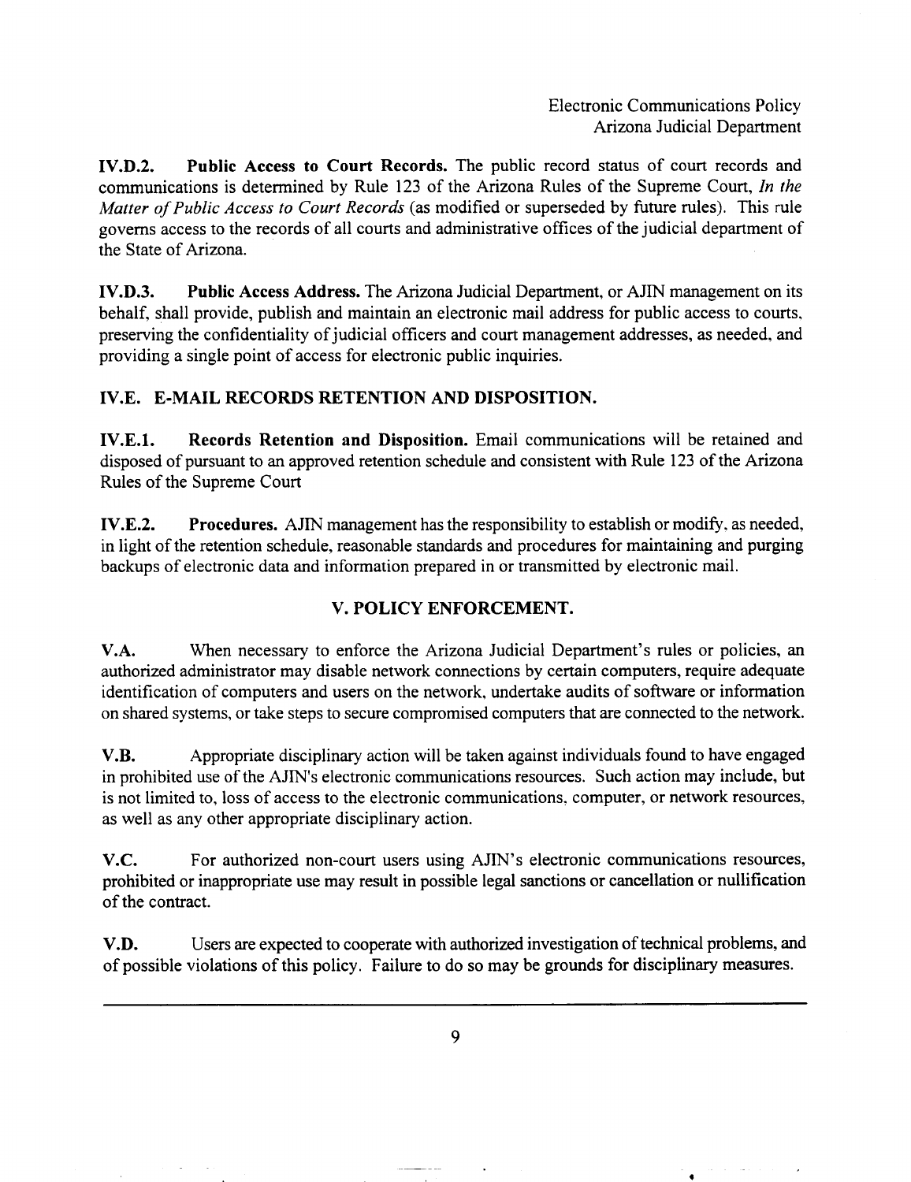**IV.D.2. Public Access to Court Records.** The public record status of court records and communications is determined by Rule 123 of the Arizona Rules of the Supreme Court, *In the Matter of Public Access to Court Records* (as modified or superseded by future rules). This rule governs access to the records of all courts and administrative offices of the judicial department of the State of Arizona.

**IV.D.3. Public Access Address.** The Arizona Judicial Department, or AJIN management on its behalf, shall provide, publish and maintain an electronic mail address for public access to courts, preserving the confidentiality of judicial officers and court management addresses, as needed, and providing a single point of access for electronic public inquiries.

## IV.E. E-MAIL RECORDS RETENTION AND DISPOSITION.

**IV.E.1. Records Retention and Disposition.** Email communications will be retained and disposed of pursuant to an approved retention schedule and consistent with Rule 123 of the Arizona Rules of the Supreme Court

**IV.E.2. Procedures.** AJIN management has the responsibility to establish or modify, as needed, in light of the retention schedule, reasonable standards and procedures for maintaining and purging backups of electronic data and information prepared in or transmitted by electronic mail.

## V. POLICY ENFORCEMENT.

**V.A.** When necessary to enforce the Arizona Judicial Department's rules or policies, an authorized administrator may disable network connections by certain computers, require adequate identification of computers and users on the network, undertake audits of software or information on shared systems, or take steps to secure compromised computers that are connected to the network.

**V.B.** Appropriate disciplinary action will be taken against individuals found to have engaged in prohibited use of the AJIN's electronic communications resources. Such action may include, but is not limited to, loss of access to the electronic communications, computer, or network resources, as well as any other appropriate disciplinary action.

**V.C.** For authorized non-court users using AJIN's electronic communications resources, prohibited or inappropriate use may result in possible legal sanctions or cancellation or nullification of the contract.

**V.D.** Users are expected to cooperate with authorized investigation of technical problems, and of possible violations of this policy. Failure to do so may be grounds for disciplinary measures.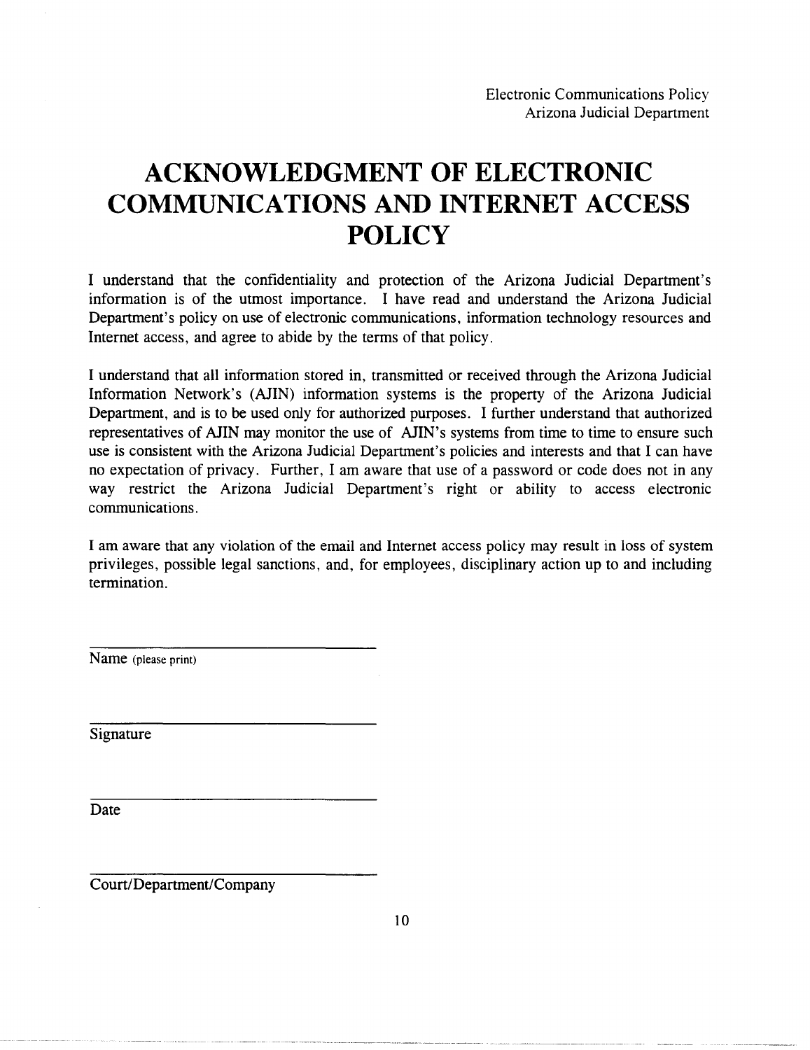# ACKNOWLEDGMENT OF ELECTRONIC COMMUNICATIONS AND INTERNET ACCESS POLICY

I understand that the confidentiality and protection of the Arizona Judicial Department's information is of the utmost importance. I have read and understand the Arizona Judicial Department's policy on use of electronic communications, information technology resources and Internet access, and agree to abide by the terms of that policy.

I understand that all information stored in, transmitted or received through the Arizona Judicial Information Network's (AJIN) information systems is the property of the Arizona Judicial Department, and is to be used only for authorized purposes. I further understand that authorized representatives of AJIN may monitor the use of AJIN's systems from time to time to ensure such use is consistent with the Arizona Judicial Department's policies and interests and that I can have no expectation of privacy. Further, I am aware that use of a password or code does not in any way restrict the Arizona Judicial Department's right or ability to access electronic communications.

I am aware that any violation of the email and Internet access policy may result in loss of system privileges, possible legal sanctions, and, for employees, disciplinary action up to and including termination.

\_\_\_\_\_\_\_\_\_\_\_\_\_\_\_\_\_\_\_\_\_\_\_\_\_\_\_\_\_\_

Name (please print)

\_\_\_\_\_\_\_\_\_\_\_\_\_\_\_\_\_\_\_\_\_\_\_\_\_\_\_\_\_\_

Signature

\_\_\_\_\_\_\_\_\_\_\_\_\_\_\_\_\_\_\_\_\_\_\_\_\_\_\_\_\_\_

Date

\_\_\_\_\_\_\_\_\_\_\_\_\_\_\_\_\_\_\_\_\_\_\_\_\_\_\_\_\_\_

Court/Department/Company